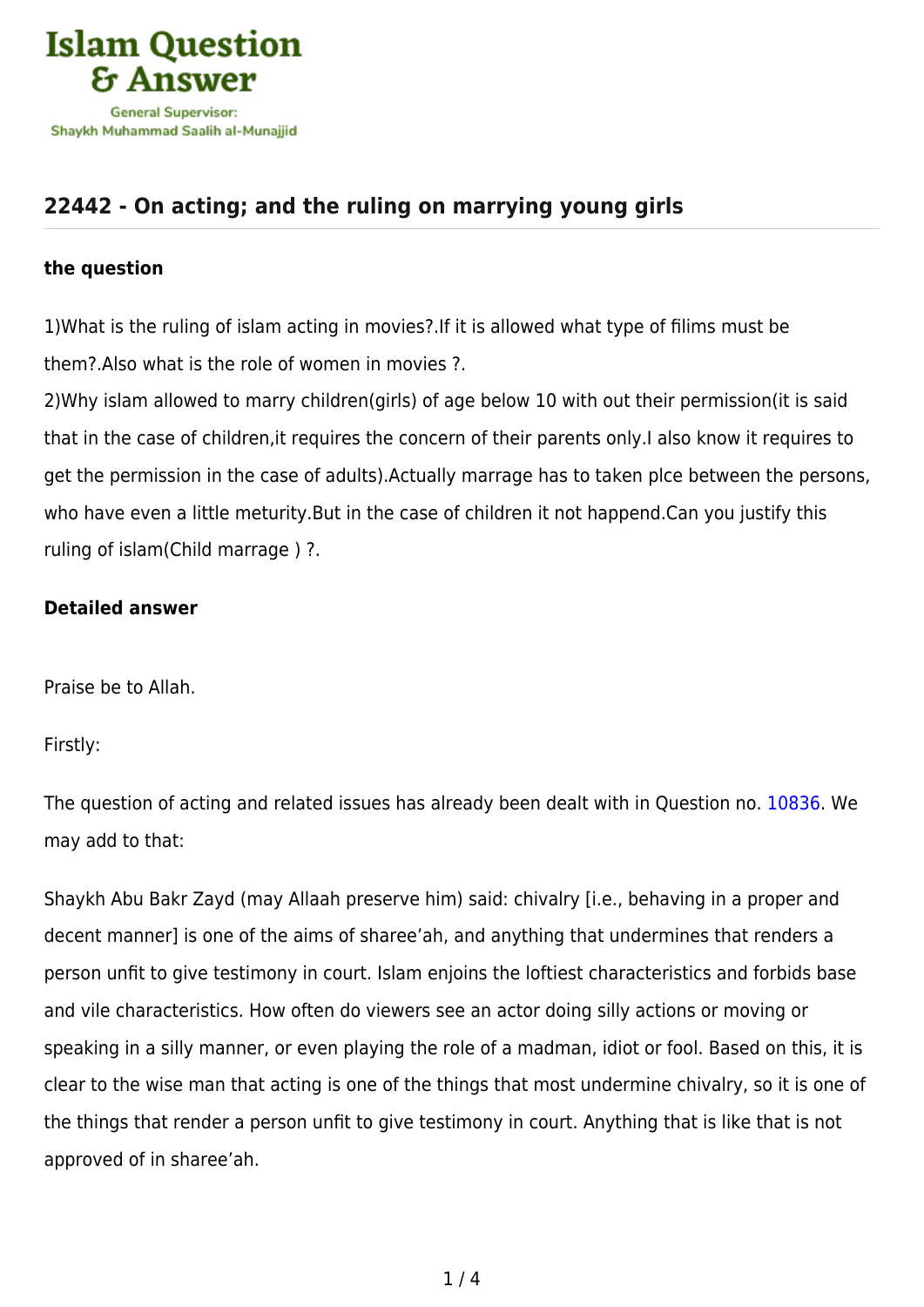# 22442 - On acting; and the ruling on marrying young girls

**the question**

1)What is the ruling of islam acting in movies?.If it is allowed what type of filims must be them?.Also what is the role of women in movies ?.

2)Why islam allowed to marry children(girls) of age below 10 with out their permission(it is said that in the case of children,it requires the concern of their parents only.I also know it requires to get the permission in the case of adults).Actually marrage has to taken plce between the persons, who have even a little meturity.But in the case of children it not happend.Can you justify this ruling of islam(Child marrage ) ?.

**Detailed answer**

Praise be to Allah.

Firstly:

The question of acting and related issues has already been dealt with in Question no. 10836. We may add to that:

Shaykh Abu Bakr Zayd (may Allaah preserve him) said: chivalry [i.e., behaving in a proper and decent manner] is one of the aims of sharee'ah, and anything that undermines that renders a person unfit to give testimony in court. Islam enjoins the loftiest characteristics and forbids base and vile characteristics. How often do viewers see an actor doing silly actions or moving or speaking in a silly manner, or even playing the role of a madman, idiot or fool. Based on this, it is clear to the wise man that acting is one of the things that most undermine chivalry, so it is one of the things that render a person unfit to give testimony in court. Anything that is like that is not approved of in sharee'ah.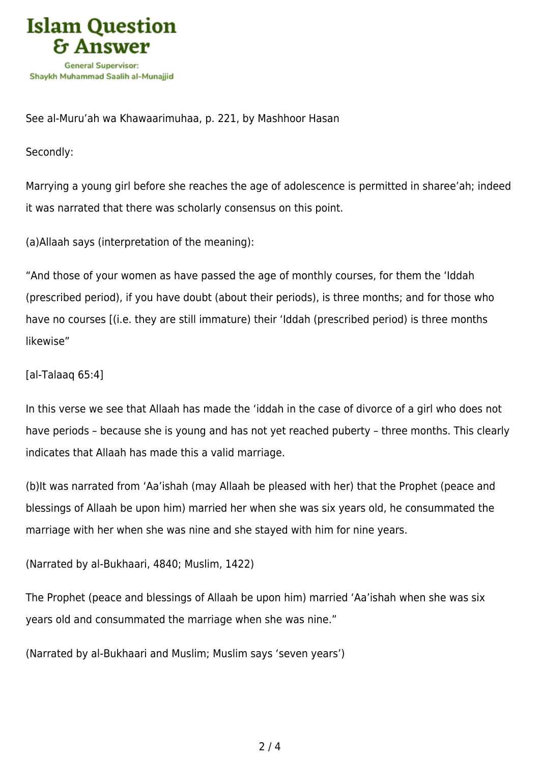See al-Muru'ah wa Khawaarimuhaa, p. 221, by Mashhoor Hasan

Secondly:

Marrying a young girl before she reaches the age of adolescence is permitted in sharee'ah; indeed it was narrated that there was scholarly consensus on this point.

(a)Allaah says (interpretation of the meaning):

"And those of your women as have passed the age of monthly courses, for them the 'Iddah (prescribed period), if you have doubt (about their periods), is three months; and for those who have no courses [(i.e. they are still immature) their 'Iddah (prescribed period) is three months likewise"

[al-Talaaq 65:4]

In this verse we see that Allaah has made the 'iddah in the case of divorce of a girl who does not have periods – because she is young and has not yet reached puberty – three months. This clearly indicates that Allaah has made this a valid marriage.

(b)It was narrated from 'Aa'ishah (may Allaah be pleased with her) that the Prophet (peace and blessings of Allaah be upon him) married her when she was six years old, he consummated the marriage with her when she was nine and she stayed with him for nine years.

(Narrated by al-Bukhaari, 4840; Muslim, 1422)

The Prophet (peace and blessings of Allaah be upon him) married 'Aa'ishah when she was six years old and consummated the marriage when she was nine."

(Narrated by al-Bukhaari and Muslim; Muslim says 'seven years')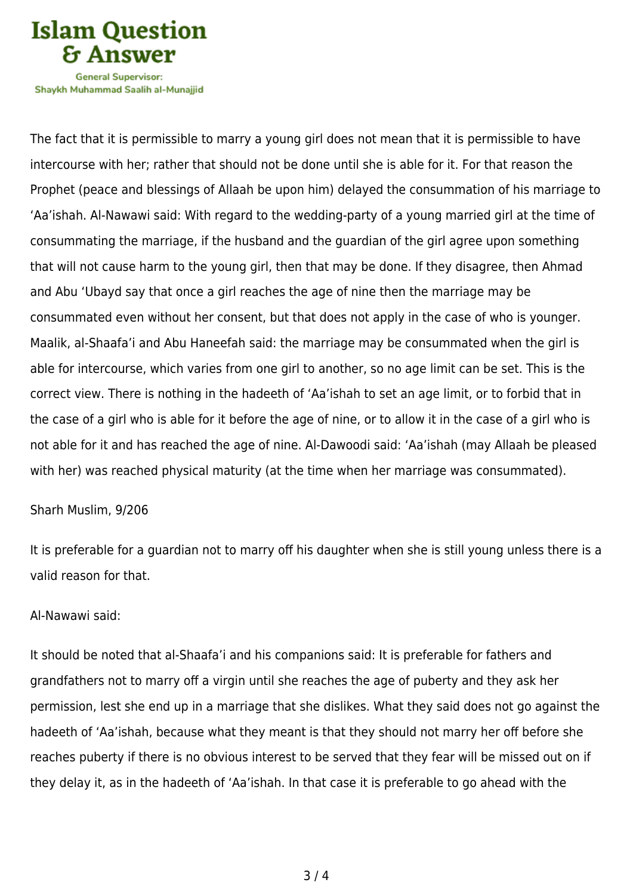The fact that it is permissible to marry a young girl does not mean that it is permissible to have intercourse with her; rather that should not be done until she is able for it. For that reason the Prophet (peace and blessings of Allaah be upon him) delayed the consummation of his marriage to 'Aa'ishah. Al-Nawawi said: With regard to the wedding-party of a young married girl at the time of consummating the marriage, if the husband and the guardian of the girl agree upon something that will not cause harm to the young girl, then that may be done. If they disagree, then Ahmad and Abu 'Ubayd say that once a girl reaches the age of nine then the marriage may be consummated even without her consent, but that does not apply in the case of who is younger. Maalik, al-Shaafa'i and Abu Haneefah said: the marriage may be consummated when the girl is able for intercourse, which varies from one girl to another, so no age limit can be set. This is the correct view. There is nothing in the hadeeth of 'Aa'ishah to set an age limit, or to forbid that in the case of a girl who is able for it before the age of nine, or to allow it in the case of a girl who is not able for it and has reached the age of nine. Al-Dawoodi said: 'Aa'ishah (may Allaah be pleased with her) was reached physical maturity (at the time when her marriage was consummated).

Sharh Muslim, 9/206

It is preferable for a guardian not to marry off his daughter when she is still young unless there is a valid reason for that.

Al-Nawawi said:

It should be noted that al-Shaafa'i and his companions said: It is preferable for fathers and grandfathers not to marry off a virgin until she reaches the age of puberty and they ask her permission, lest she end up in a marriage that she dislikes. What they said does not go against the hadeeth of 'Aa'ishah, because what they meant is that they should not marry her off before she reaches puberty if there is no obvious interest to be served that they fear will be missed out on if they delay it, as in the hadeeth of 'Aa'ishah. In that case it is preferable to go ahead with the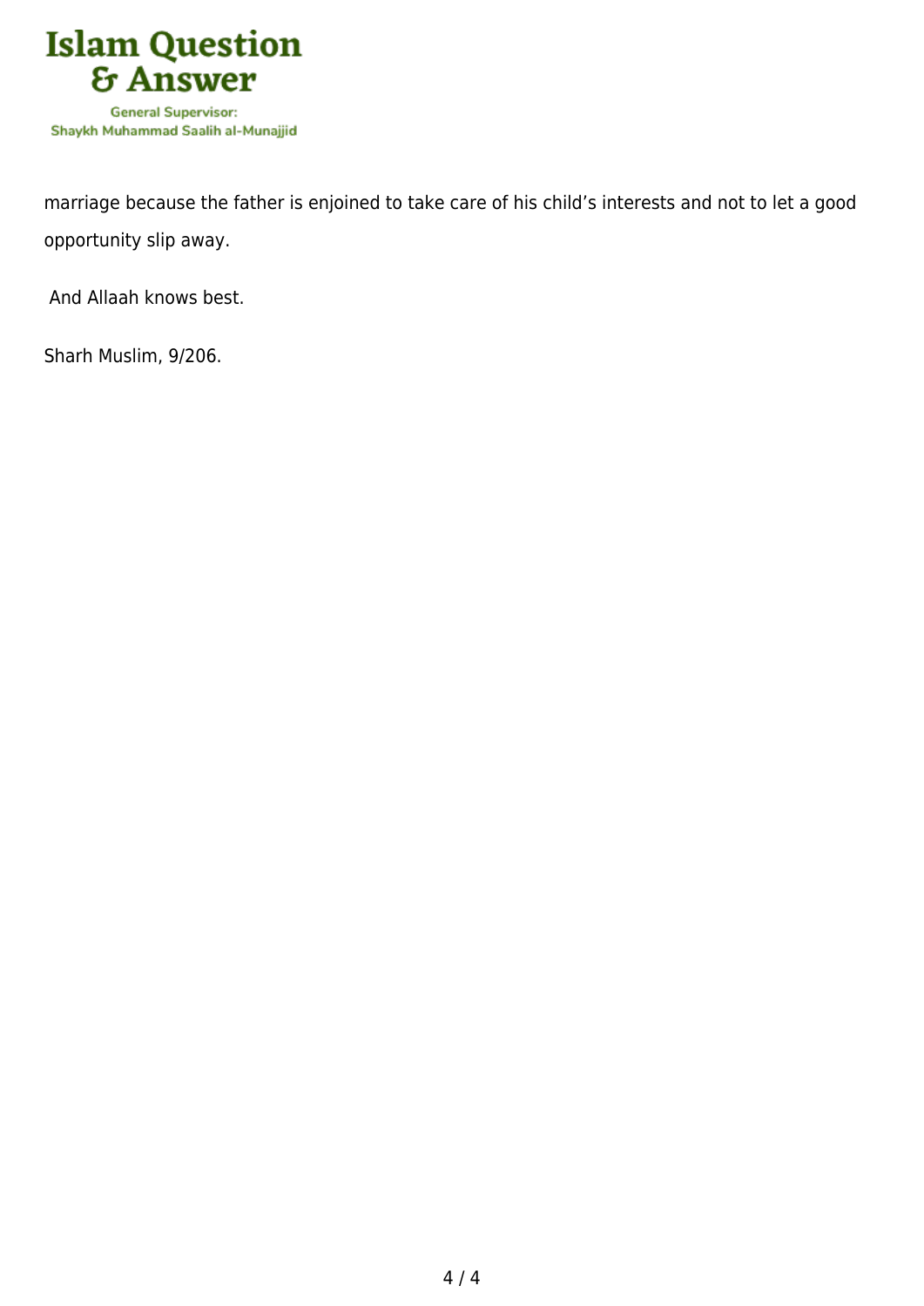marriage because the father is enjoined to take care of his child’s interests and not to let a good opportunity slip away.

And Allaah knows best.

Sharh Muslim, 9/206.